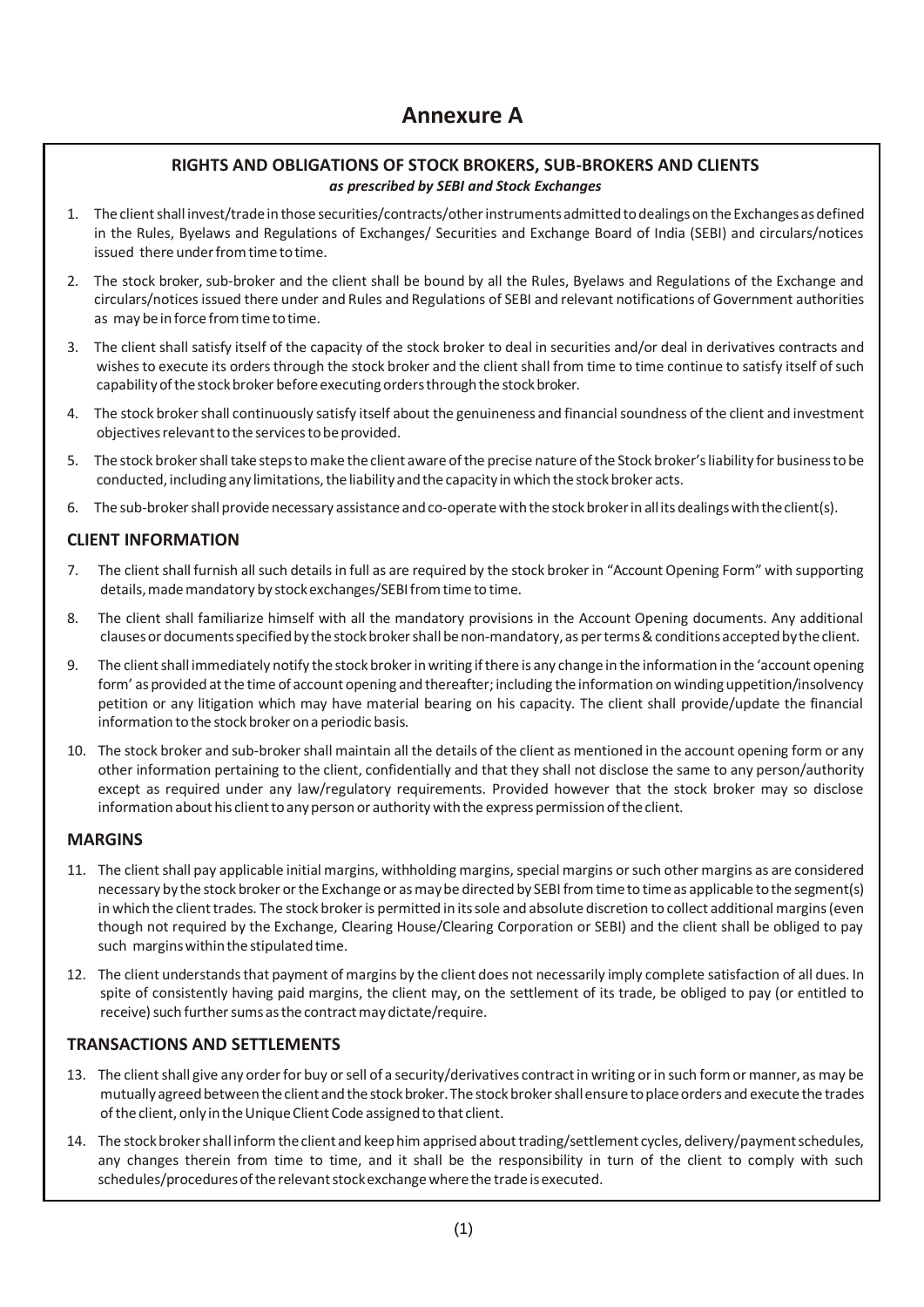# Annexure A

## RIGHTS AND OBLIGATIONS OF STOCK BROKERS, SUB-BROKERS AND CLIENTS

***as prescribed by SEBI and Stock Exchanges***

1. The client shall invest/trade in those securities/contracts/other instruments admitted to dealings on the Exchanges as defined in the Rules, Byelaws and Regulations of Exchanges/ Securities and Exchange Board of India (SEBI) and circulars/notices issued there under from time to time.
2. The stock broker, sub-broker and the client shall be bound by all the Rules, Byelaws and Regulations of the Exchange and circulars/notices issued there under and Rules and Regulations of SEBI and relevant notifications of Government authorities as may be in force from time to time.
3. The client shall satisfy itself of the capacity of the stock broker to deal in securities and/or deal in derivatives contracts and wishes to execute its orders through the stock broker and the client shall from time to time continue to satisfy itself of such capability of the stock broker before executing orders through the stock broker.
4. The stock broker shall continuously satisfy itself about the genuineness and financial soundness of the client and investment objectives relevant to the services to be provided.
5. The stock broker shall take steps to make the client aware of the precise nature of the Stock broker's liability for business to be conducted, including any limitations, the liability and the capacity in which the stock broker acts.
6. The sub-broker shall provide necessary assistance and co-operate with the stock broker in all its dealings with the client(s).

### CLIENT INFORMATION

7. The client shall furnish all such details in full as are required by the stock broker in "Account Opening Form" with supporting details, made mandatory by stock exchanges/SEBI from time to time.
8. The client shall familiarize himself with all the mandatory provisions in the Account Opening documents. Any additional clauses or documents specified by the stock broker shall be non-mandatory, as per terms & conditions accepted by the client.
9. The client shall immediately notify the stock broker in writing if there is any change in the information in the 'account opening form' as provided at the time of account opening and thereafter; including the information on winding uppetition/insolvency petition or any litigation which may have material bearing on his capacity. The client shall provide/update the financial information to the stock broker on a periodic basis.
10. The stock broker and sub-broker shall maintain all the details of the client as mentioned in the account opening form or any other information pertaining to the client, confidentially and that they shall not disclose the same to any person/authority except as required under any law/regulatory requirements. Provided however that the stock broker may so disclose information about his client to any person or authority with the express permission of the client.

### MARGINS

11. The client shall pay applicable initial margins, withholding margins, special margins or such other margins as are considered necessary by the stock broker or the Exchange or as may be directed by SEBI from time to time as applicable to the segment(s) in which the client trades. The stock broker is permitted in its sole and absolute discretion to collect additional margins (even though not required by the Exchange, Clearing House/Clearing Corporation or SEBI) and the client shall be obliged to pay such margins within the stipulated time.
12. The client understands that payment of margins by the client does not necessarily imply complete satisfaction of all dues. In spite of consistently having paid margins, the client may, on the settlement of its trade, be obliged to pay (or entitled to receive) such further sums as the contract may dictate/require.

### TRANSACTIONS AND SETTLEMENTS

13. The client shall give any order for buy or sell of a security/derivatives contract in writing or in such form or manner, as may be mutually agreed between the client and the stock broker. The stock broker shall ensure to place orders and execute the trades of the client, only in the Unique Client Code assigned to that client.
14. The stock broker shall inform the client and keep him apprised about trading/settlement cycles, delivery/payment schedules, any changes therein from time to time, and it shall be the responsibility in turn of the client to comply with such schedules/procedures of the relevant stock exchange where the trade is executed.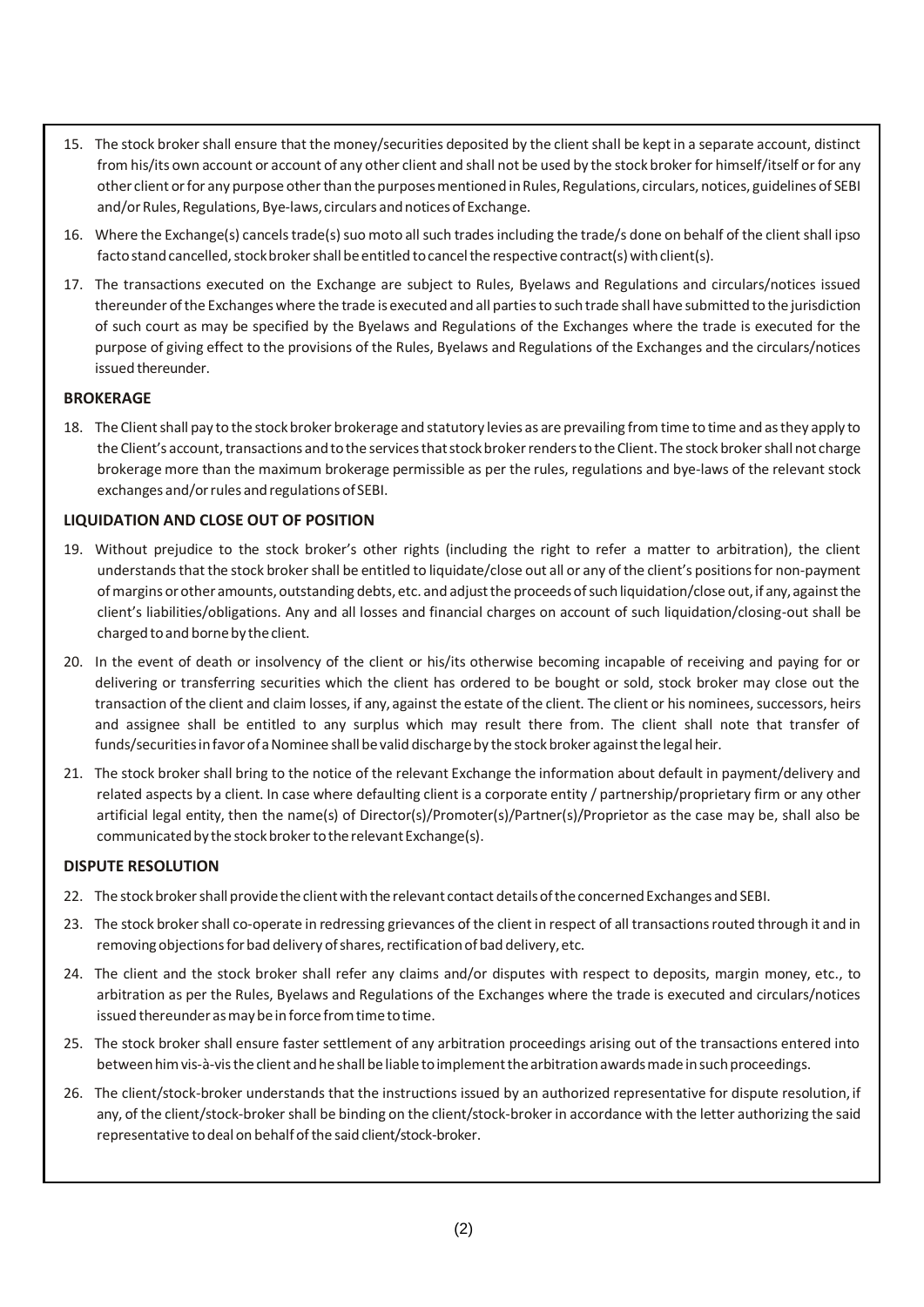15. The stock broker shall ensure that the money/securities deposited by the client shall be kept in a separate account, distinct from his/its own account or account of any other client and shall not be used by the stock broker for himself/itself or for any other client or for any purpose other than the purposes mentioned in Rules, Regulations, circulars, notices, guidelines of SEBI and/or Rules, Regulations, Bye-laws, circulars and notices of Exchange.
16. Where the Exchange(s) cancels trade(s) suo moto all such trades including the trade/s done on behalf of the client shall ipso facto stand cancelled, stock broker shall be entitled to cancel the respective contract(s) with client(s).
17. The transactions executed on the Exchange are subject to Rules, Byelaws and Regulations and circulars/notices issued thereunder of the Exchanges where the trade is executed and all parties to such trade shall have submitted to the jurisdiction of such court as may be specified by the Byelaws and Regulations of the Exchanges where the trade is executed for the purpose of giving effect to the provisions of the Rules, Byelaws and Regulations of the Exchanges and the circulars/notices issued thereunder.

**BROKERAGE**

18. The Client shall pay to the stock broker brokerage and statutory levies as are prevailing from time to time and as they apply to the Client's account, transactions and to the services that stock broker renders to the Client. The stock broker shall not charge brokerage more than the maximum brokerage permissible as per the rules, regulations and bye-laws of the relevant stock exchanges and/or rules and regulations of SEBI.

**LIQUIDATION AND CLOSE OUT OF POSITION**

19. Without prejudice to the stock broker's other rights (including the right to refer a matter to arbitration), the client understands that the stock broker shall be entitled to liquidate/close out all or any of the client's positions for non-payment of margins or other amounts, outstanding debts, etc. and adjust the proceeds of such liquidation/close out, if any, against the client's liabilities/obligations. Any and all losses and financial charges on account of such liquidation/closing-out shall be charged to and borne by the client.
20. In the event of death or insolvency of the client or his/its otherwise becoming incapable of receiving and paying for or delivering or transferring securities which the client has ordered to be bought or sold, stock broker may close out the transaction of the client and claim losses, if any, against the estate of the client. The client or his nominees, successors, heirs and assignee shall be entitled to any surplus which may result there from. The client shall note that transfer of funds/securities in favor of a Nominee shall be valid discharge by the stock broker against the legal heir.
21. The stock broker shall bring to the notice of the relevant Exchange the information about default in payment/delivery and related aspects by a client. In case where defaulting client is a corporate entity / partnership/proprietary firm or any other artificial legal entity, then the name(s) of Director(s)/Promoter(s)/Partner(s)/Proprietor as the case may be, shall also be communicated by the stock broker to the relevant Exchange(s).

**DISPUTE RESOLUTION**

22. The stock broker shall provide the client with the relevant contact details of the concerned Exchanges and SEBI.
23. The stock broker shall co-operate in redressing grievances of the client in respect of all transactions routed through it and in removing objections for bad delivery of shares, rectification of bad delivery, etc.
24. The client and the stock broker shall refer any claims and/or disputes with respect to deposits, margin money, etc., to arbitration as per the Rules, Byelaws and Regulations of the Exchanges where the trade is executed and circulars/notices issued thereunder as may be in force from time to time.
25. The stock broker shall ensure faster settlement of any arbitration proceedings arising out of the transactions entered into between him vis-à-vis the client and he shall be liable to implement the arbitration awards made in such proceedings.
26. The client/stock-broker understands that the instructions issued by an authorized representative for dispute resolution, if any, of the client/stock-broker shall be binding on the client/stock-broker in accordance with the letter authorizing the said representative to deal on behalf of the said client/stock-broker.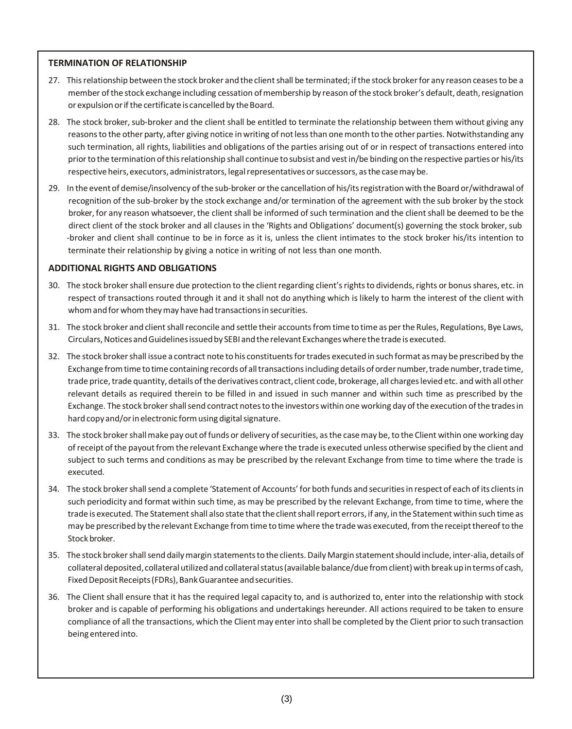## TERMINATION OF RELATIONSHIP

27. This relationship between the stock broker and the client shall be terminated; if the stock broker for any reason ceases to be a member of the stock exchange including cessation of membership by reason of the stock broker's default, death, resignation or expulsion or if the certificate is cancelled by the Board.

28. The stock broker, sub-broker and the client shall be entitled to terminate the relationship between them without giving any reasons to the other party, after giving notice in writing of not less than one month to the other parties. Notwithstanding any such termination, all rights, liabilities and obligations of the parties arising out of or in respect of transactions entered into prior to the termination of this relationship shall continue to subsist and vest in/be binding on the respective parties or his/its respective heirs, executors, administrators, legal representatives or successors, as the case may be.

29. In the event of demise/insolvency of the sub-broker or the cancellation of his/its registration with the Board or/withdrawal of recognition of the sub-broker by the stock exchange and/or termination of the agreement with the sub broker by the stock broker, for any reason whatsoever, the client shall be informed of such termination and the client shall be deemed to be the direct client of the stock broker and all clauses in the 'Rights and Obligations' document(s) governing the stock broker, sub -broker and client shall continue to be in force as it is, unless the client intimates to the stock broker his/its intention to terminate their relationship by giving a notice in writing of not less than one month.

## ADDITIONAL RIGHTS AND OBLIGATIONS

30. The stock broker shall ensure due protection to the client regarding client's rights to dividends, rights or bonus shares, etc. in respect of transactions routed through it and it shall not do anything which is likely to harm the interest of the client with whom and for whom they may have had transactions in securities.

31. The stock broker and client shall reconcile and settle their accounts from time to time as per the Rules, Regulations, Bye Laws, Circulars, Notices and Guidelines issued by SEBI and the relevant Exchanges where the trade is executed.

32. The stock broker shall issue a contract note to his constituents for trades executed in such format as may be prescribed by the Exchange from time to time containing records of all transactions including details of order number, trade number, trade time, trade price, trade quantity, details of the derivatives contract, client code, brokerage, all charges levied etc. and with all other relevant details as required therein to be filled in and issued in such manner and within such time as prescribed by the Exchange. The stock broker shall send contract notes to the investors within one working day of the execution of the trades in hard copy and/or in electronic form using digital signature.

33. The stock broker shall make pay out of funds or delivery of securities, as the case may be, to the Client within one working day of receipt of the payout from the relevant Exchange where the trade is executed unless otherwise specified by the client and subject to such terms and conditions as may be prescribed by the relevant Exchange from time to time where the trade is executed.

34. The stock broker shall send a complete 'Statement of Accounts' for both funds and securities in respect of each of its clients in such periodicity and format within such time, as may be prescribed by the relevant Exchange, from time to time, where the trade is executed. The Statement shall also state that the client shall report errors, if any, in the Statement within such time as may be prescribed by the relevant Exchange from time to time where the trade was executed, from the receipt thereof to the Stock broker.

35. The stock broker shall send daily margin statements to the clients. Daily Margin statement should include, inter-alia, details of collateral deposited, collateral utilized and collateral status (available balance/due from client) with break up in terms of cash, Fixed Deposit Receipts (FDRs), Bank Guarantee and securities.

36. The Client shall ensure that it has the required legal capacity to, and is authorized to, enter into the relationship with stock broker and is capable of performing his obligations and undertakings hereunder. All actions required to be taken to ensure compliance of all the transactions, which the Client may enter into shall be completed by the Client prior to such transaction being entered into.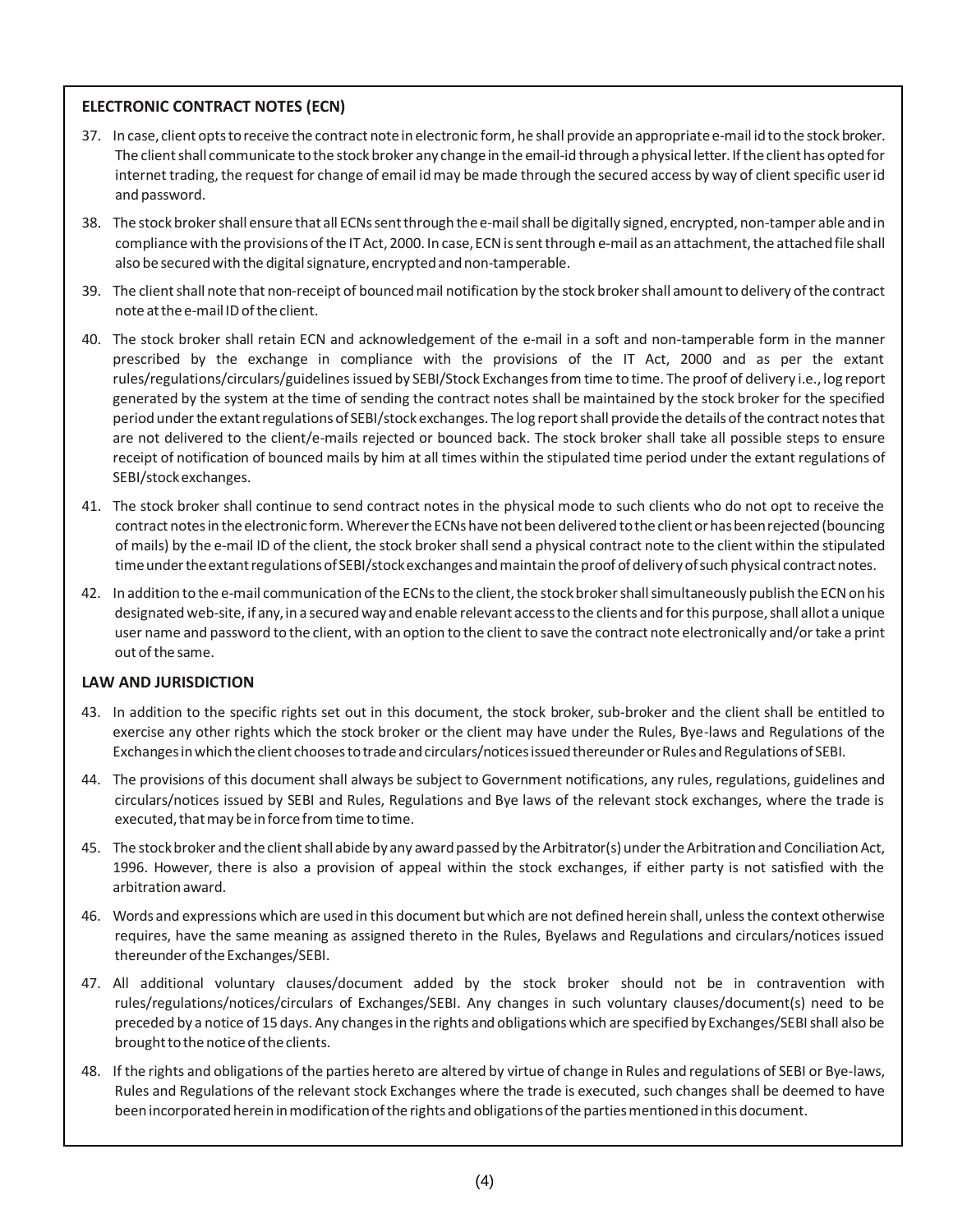## ELECTRONIC CONTRACT NOTES (ECN)

37. In case, client opts to receive the contract note in electronic form, he shall provide an appropriate e-mail id to the stock broker. The client shall communicate to the stock broker any change in the email-id through a physical letter. If the client has opted for internet trading, the request for change of email id may be made through the secured access by way of client specific user id and password.

38. The stock broker shall ensure that all ECNs sent through the e-mail shall be digitally signed, encrypted, non-tamper able and in compliance with the provisions of the IT Act, 2000. In case, ECN is sent through e-mail as an attachment, the attached file shall also be secured with the digital signature, encrypted and non-tamperable.

39. The client shall note that non-receipt of bounced mail notification by the stock broker shall amount to delivery of the contract note at the e-mail ID of the client.

40. The stock broker shall retain ECN and acknowledgement of the e-mail in a soft and non-tamperable form in the manner prescribed by the exchange in compliance with the provisions of the IT Act, 2000 and as per the extant rules/regulations/circulars/guidelines issued by SEBI/Stock Exchanges from time to time. The proof of delivery i.e., log report generated by the system at the time of sending the contract notes shall be maintained by the stock broker for the specified period under the extant regulations of SEBI/stock exchanges. The log report shall provide the details of the contract notes that are not delivered to the client/e-mails rejected or bounced back. The stock broker shall take all possible steps to ensure receipt of notification of bounced mails by him at all times within the stipulated time period under the extant regulations of SEBI/stock exchanges.

41. The stock broker shall continue to send contract notes in the physical mode to such clients who do not opt to receive the contract notes in the electronic form. Wherever the ECNs have not been delivered to the client or has been rejected (bouncing of mails) by the e-mail ID of the client, the stock broker shall send a physical contract note to the client within the stipulated time under the extant regulations of SEBI/stock exchanges and maintain the proof of delivery of such physical contract notes.

42. In addition to the e-mail communication of the ECNs to the client, the stock broker shall simultaneously publish the ECN on his designated web-site, if any, in a secured way and enable relevant access to the clients and for this purpose, shall allot a unique user name and password to the client, with an option to the client to save the contract note electronically and/or take a print out of the same.

## LAW AND JURISDICTION

43. In addition to the specific rights set out in this document, the stock broker, sub-broker and the client shall be entitled to exercise any other rights which the stock broker or the client may have under the Rules, Bye-laws and Regulations of the Exchanges in which the client chooses to trade and circulars/notices issued thereunder or Rules and Regulations of SEBI.

44. The provisions of this document shall always be subject to Government notifications, any rules, regulations, guidelines and circulars/notices issued by SEBI and Rules, Regulations and Bye laws of the relevant stock exchanges, where the trade is executed, that may be in force from time to time.

45. The stock broker and the client shall abide by any award passed by the Arbitrator(s) under the Arbitration and Conciliation Act, 1996. However, there is also a provision of appeal within the stock exchanges, if either party is not satisfied with the arbitration award.

46. Words and expressions which are used in this document but which are not defined herein shall, unless the context otherwise requires, have the same meaning as assigned thereto in the Rules, Byelaws and Regulations and circulars/notices issued thereunder of the Exchanges/SEBI.

47. All additional voluntary clauses/document added by the stock broker should not be in contravention with rules/regulations/notices/circulars of Exchanges/SEBI. Any changes in such voluntary clauses/document(s) need to be preceded by a notice of 15 days. Any changes in the rights and obligations which are specified by Exchanges/SEBI shall also be brought to the notice of the clients.

48. If the rights and obligations of the parties hereto are altered by virtue of change in Rules and regulations of SEBI or Bye-laws, Rules and Regulations of the relevant stock Exchanges where the trade is executed, such changes shall be deemed to have been incorporated herein in modification of the rights and obligations of the parties mentioned in this document.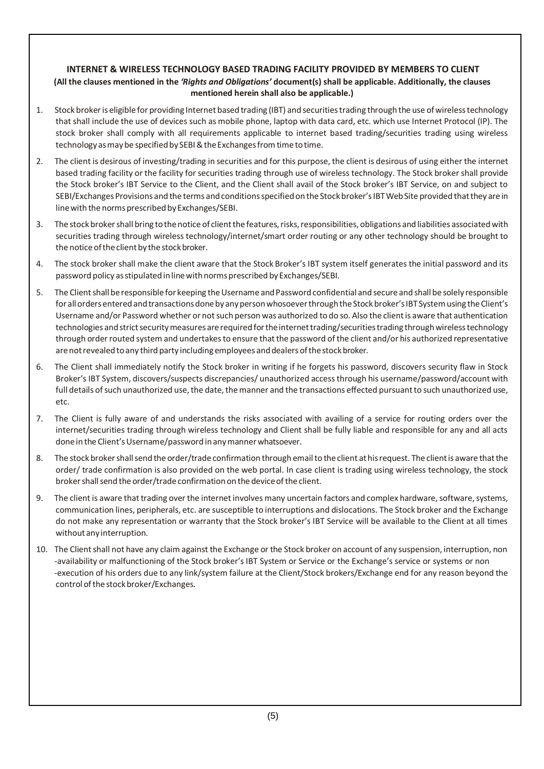## INTERNET & WIRELESS TECHNOLOGY BASED TRADING FACILITY PROVIDED BY MEMBERS TO CLIENT

**(All the clauses mentioned in the *'Rights and Obligations'* document(s) shall be applicable. Additionally, the clauses mentioned herein shall also be applicable.)**

1. Stock broker is eligible for providing Internet based trading (IBT) and securities trading through the use of wireless technology that shall include the use of devices such as mobile phone, laptop with data card, etc. which use Internet Protocol (IP). The stock broker shall comply with all requirements applicable to internet based trading/securities trading using wireless technology as may be specified by SEBI & the Exchanges from time to time.

2. The client is desirous of investing/trading in securities and for this purpose, the client is desirous of using either the internet based trading facility or the facility for securities trading through use of wireless technology. The Stock broker shall provide the Stock broker's IBT Service to the Client, and the Client shall avail of the Stock broker's IBT Service, on and subject to SEBI/Exchanges Provisions and the terms and conditions specified on the Stock broker's IBT Web Site provided that they are in line with the norms prescribed by Exchanges/SEBI.

3. The stock broker shall bring to the notice of client the features, risks, responsibilities, obligations and liabilities associated with securities trading through wireless technology/internet/smart order routing or any other technology should be brought to the notice of the client by the stock broker.

4. The stock broker shall make the client aware that the Stock Broker's IBT system itself generates the initial password and its password policy as stipulated in line with norms prescribed by Exchanges/SEBI.

5. The Client shall be responsible for keeping the Username and Password confidential and secure and shall be solely responsible for all orders entered and transactions done by any person whosoever through the Stock broker's IBT System using the Client's Username and/or Password whether or not such person was authorized to do so. Also the client is aware that authentication technologies and strict security measures are required for the internet trading/securities trading through wireless technology through order routed system and undertakes to ensure that the password of the client and/or his authorized representative are not revealed to any third party including employees and dealers of the stock broker.

6. The Client shall immediately notify the Stock broker in writing if he forgets his password, discovers security flaw in Stock Broker's IBT System, discovers/suspects discrepancies/ unauthorized access through his username/password/account with full details of such unauthorized use, the date, the manner and the transactions effected pursuant to such unauthorized use, etc.

7. The Client is fully aware of and understands the risks associated with availing of a service for routing orders over the internet/securities trading through wireless technology and Client shall be fully liable and responsible for any and all acts done in the Client's Username/password in any manner whatsoever.

8. The stock broker shall send the order/trade confirmation through email to the client at his request. The client is aware that the order/ trade confirmation is also provided on the web portal. In case client is trading using wireless technology, the stock broker shall send the order/trade confirmation on the device of the client.

9. The client is aware that trading over the internet involves many uncertain factors and complex hardware, software, systems, communication lines, peripherals, etc. are susceptible to interruptions and dislocations. The Stock broker and the Exchange do not make any representation or warranty that the Stock broker's IBT Service will be available to the Client at all times without any interruption.

10. The Client shall not have any claim against the Exchange or the Stock broker on account of any suspension, interruption, non -availability or malfunctioning of the Stock broker's IBT System or Service or the Exchange's service or systems or non -execution of his orders due to any link/system failure at the Client/Stock brokers/Exchange end for any reason beyond the control of the stock broker/Exchanges.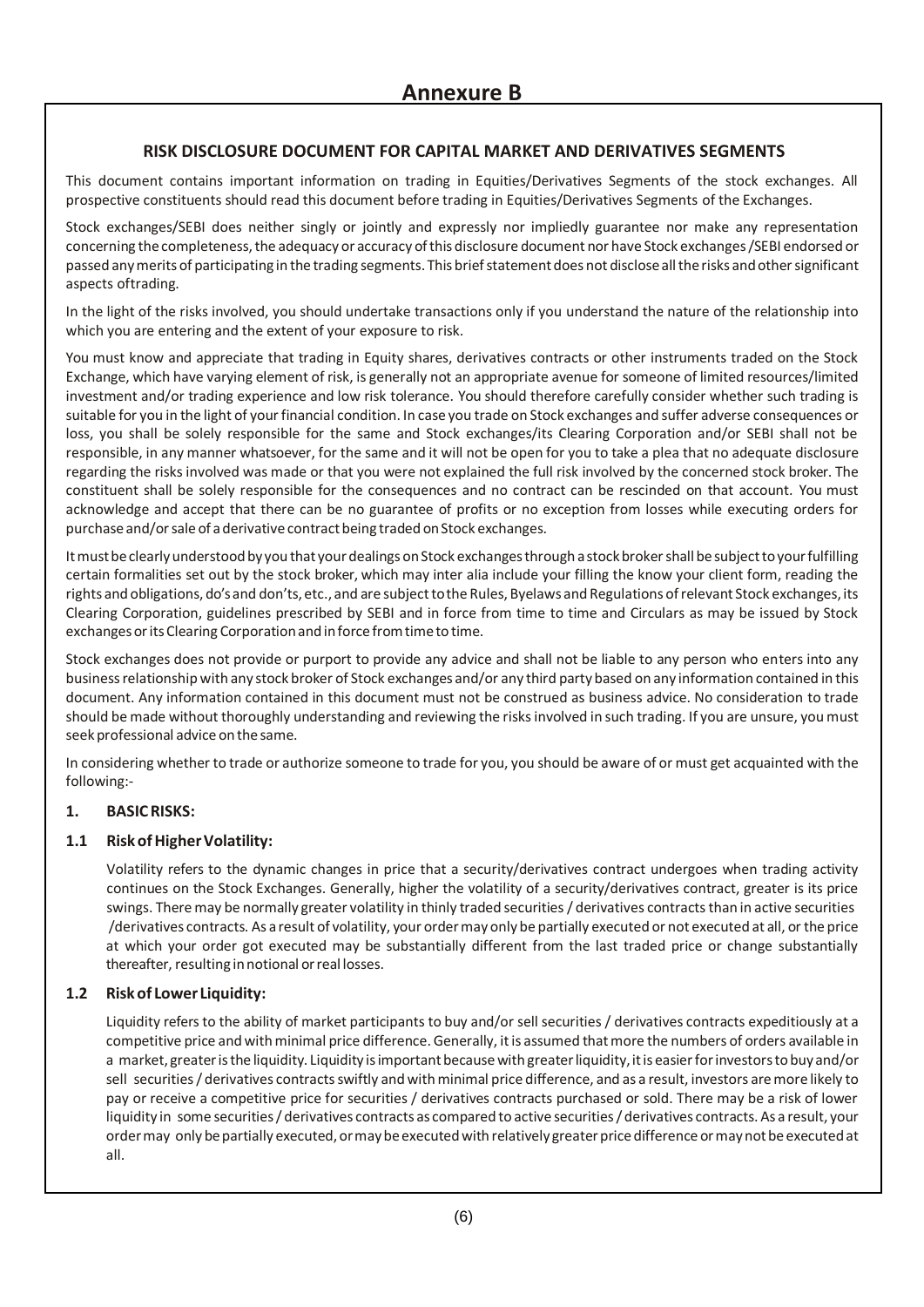# Annexure B

## RISK DISCLOSURE DOCUMENT FOR CAPITAL MARKET AND DERIVATIVES SEGMENTS

This document contains important information on trading in Equities/Derivatives Segments of the stock exchanges. All prospective constituents should read this document before trading in Equities/Derivatives Segments of the Exchanges.

Stock exchanges/SEBI does neither singly or jointly and expressly nor impliedly guarantee nor make any representation concerning the completeness, the adequacy or accuracy of this disclosure document nor have Stock exchanges /SEBI endorsed or passed any merits of participating in the trading segments. This brief statement does not disclose all the risks and other significant aspects oftrading.

In the light of the risks involved, you should undertake transactions only if you understand the nature of the relationship into which you are entering and the extent of your exposure to risk.

You must know and appreciate that trading in Equity shares, derivatives contracts or other instruments traded on the Stock Exchange, which have varying element of risk, is generally not an appropriate avenue for someone of limited resources/limited investment and/or trading experience and low risk tolerance. You should therefore carefully consider whether such trading is suitable for you in the light of your financial condition. In case you trade on Stock exchanges and suffer adverse consequences or loss, you shall be solely responsible for the same and Stock exchanges/its Clearing Corporation and/or SEBI shall not be responsible, in any manner whatsoever, for the same and it will not be open for you to take a plea that no adequate disclosure regarding the risks involved was made or that you were not explained the full risk involved by the concerned stock broker. The constituent shall be solely responsible for the consequences and no contract can be rescinded on that account. You must acknowledge and accept that there can be no guarantee of profits or no exception from losses while executing orders for purchase and/or sale of a derivative contract being traded on Stock exchanges.

It must be clearly understood by you that your dealings on Stock exchanges through a stock broker shall be subject to your fulfilling certain formalities set out by the stock broker, which may inter alia include your filling the know your client form, reading the rights and obligations, do's and don'ts, etc., and are subject to the Rules, Byelaws and Regulations of relevant Stock exchanges, its Clearing Corporation, guidelines prescribed by SEBI and in force from time to time and Circulars as may be issued by Stock exchanges or its Clearing Corporation and in force from time to time.

Stock exchanges does not provide or purport to provide any advice and shall not be liable to any person who enters into any business relationship with any stock broker of Stock exchanges and/or any third party based on any information contained in this document. Any information contained in this document must not be construed as business advice. No consideration to trade should be made without thoroughly understanding and reviewing the risks involved in such trading. If you are unsure, you must seek professional advice on the same.

In considering whether to trade or authorize someone to trade for you, you should be aware of or must get acquainted with the following:-

### 1. BASIC RISKS:

#### 1.1 Risk of Higher Volatility:

Volatility refers to the dynamic changes in price that a security/derivatives contract undergoes when trading activity continues on the Stock Exchanges. Generally, higher the volatility of a security/derivatives contract, greater is its price swings. There may be normally greater volatility in thinly traded securities / derivatives contracts than in active securities /derivatives contracts. As a result of volatility, your order may only be partially executed or not executed at all, or the price at which your order got executed may be substantially different from the last traded price or change substantially thereafter, resulting in notional or real losses.

#### 1.2 Risk of Lower Liquidity:

Liquidity refers to the ability of market participants to buy and/or sell securities / derivatives contracts expeditiously at a competitive price and with minimal price difference. Generally, it is assumed that more the numbers of orders available in a market, greater is the liquidity. Liquidity is important because with greater liquidity, it is easier for investors to buy and/or sell securities / derivatives contracts swiftly and with minimal price difference, and as a result, investors are more likely to pay or receive a competitive price for securities / derivatives contracts purchased or sold. There may be a risk of lower liquidity in some securities / derivatives contracts as compared to active securities / derivatives contracts. As a result, your order may only be partially executed, or may be executed with relatively greater price difference or may not be executed at all.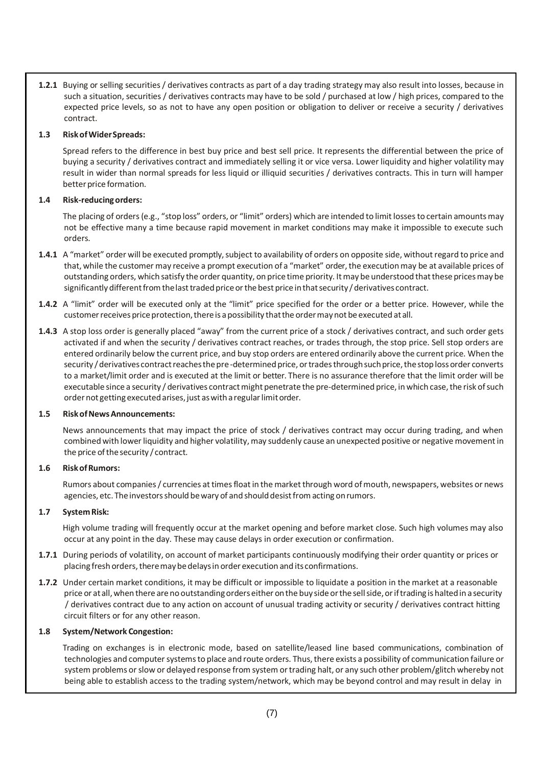**1.2.1** Buying or selling securities / derivatives contracts as part of a day trading strategy may also result into losses, because in such a situation, securities / derivatives contracts may have to be sold / purchased at low / high prices, compared to the expected price levels, so as not to have any open position or obligation to deliver or receive a security / derivatives contract.

**1.3 Risk of Wider Spreads:**

Spread refers to the difference in best buy price and best sell price. It represents the differential between the price of buying a security / derivatives contract and immediately selling it or vice versa. Lower liquidity and higher volatility may result in wider than normal spreads for less liquid or illiquid securities / derivatives contracts. This in turn will hamper better price formation.

**1.4 Risk-reducing orders:**

The placing of orders (e.g., "stop loss" orders, or "limit" orders) which are intended to limit losses to certain amounts may not be effective many a time because rapid movement in market conditions may make it impossible to execute such orders.

**1.4.1** A "market" order will be executed promptly, subject to availability of orders on opposite side, without regard to price and that, while the customer may receive a prompt execution of a "market" order, the execution may be at available prices of outstanding orders, which satisfy the order quantity, on price time priority. It may be understood that these prices may be significantly different from the last traded price or the best price in that security / derivatives contract.

**1.4.2** A "limit" order will be executed only at the "limit" price specified for the order or a better price. However, while the customer receives price protection, there is a possibility that the order may not be executed at all.

**1.4.3** A stop loss order is generally placed "away" from the current price of a stock / derivatives contract, and such order gets activated if and when the security / derivatives contract reaches, or trades through, the stop price. Sell stop orders are entered ordinarily below the current price, and buy stop orders are entered ordinarily above the current price. When the security / derivatives contract reaches the pre-determined price, or trades through such price, the stop loss order converts to a market/limit order and is executed at the limit or better. There is no assurance therefore that the limit order will be executable since a security / derivatives contract might penetrate the pre-determined price, in which case, the risk of such order not getting executed arises, just as with a regular limit order.

**1.5 Risk of News Announcements:**

News announcements that may impact the price of stock / derivatives contract may occur during trading, and when combined with lower liquidity and higher volatility, may suddenly cause an unexpected positive or negative movement in the price of the security / contract.

**1.6 Risk of Rumors:**

Rumors about companies / currencies at times float in the market through word of mouth, newspapers, websites or news agencies, etc. The investors should be wary of and should desist from acting on rumors.

**1.7 System Risk:**

High volume trading will frequently occur at the market opening and before market close. Such high volumes may also occur at any point in the day. These may cause delays in order execution or confirmation.

**1.7.1** During periods of volatility, on account of market participants continuously modifying their order quantity or prices or placing fresh orders, there may be delays in order execution and its confirmations.

**1.7.2** Under certain market conditions, it may be difficult or impossible to liquidate a position in the market at a reasonable price or at all, when there are no outstanding orders either on the buy side or the sell side, or if trading is halted in a security / derivatives contract due to any action on account of unusual trading activity or security / derivatives contract hitting circuit filters or for any other reason.

**1.8 System/Network Congestion:**

Trading on exchanges is in electronic mode, based on satellite/leased line based communications, combination of technologies and computer systems to place and route orders. Thus, there exists a possibility of communication failure or system problems or slow or delayed response from system or trading halt, or any such other problem/glitch whereby not being able to establish access to the trading system/network, which may be beyond control and may result in delay in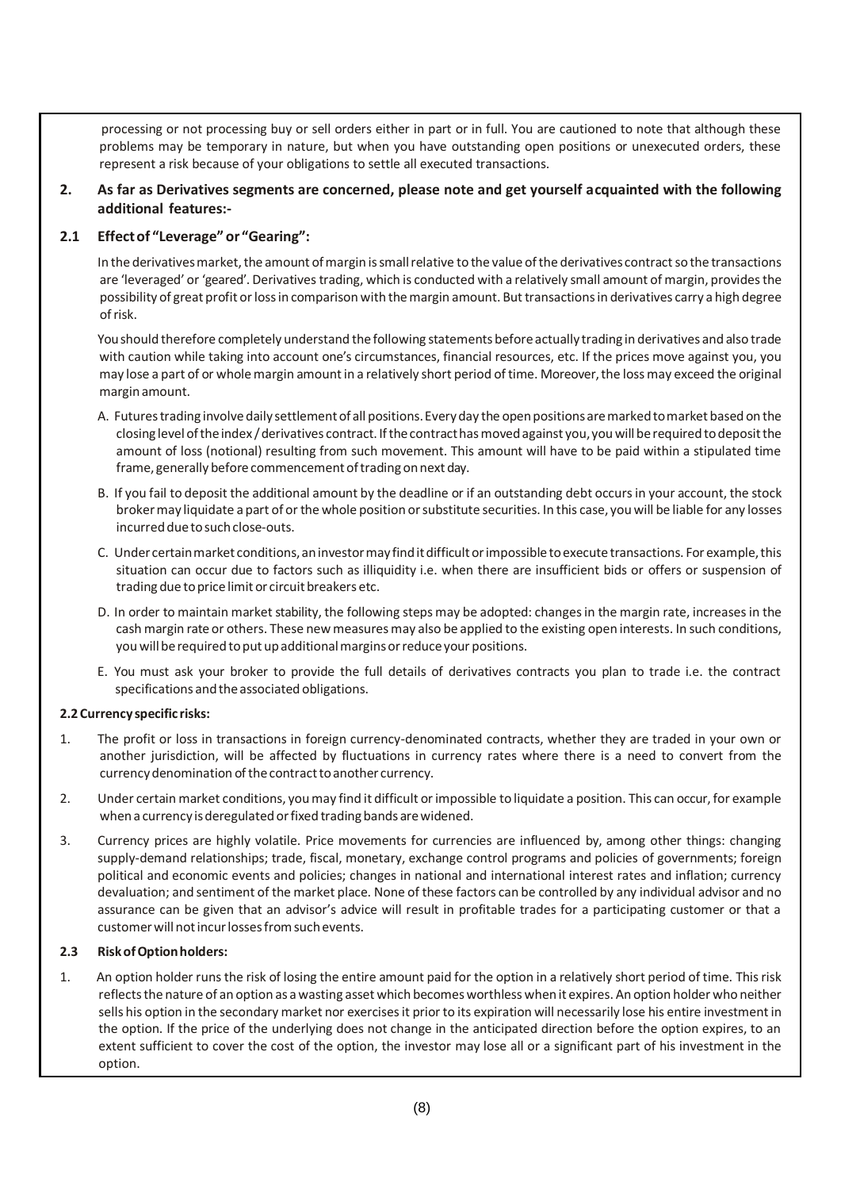processing or not processing buy or sell orders either in part or in full. You are cautioned to note that although these problems may be temporary in nature, but when you have outstanding open positions or unexecuted orders, these represent a risk because of your obligations to settle all executed transactions.

## 2. As far as Derivatives segments are concerned, please note and get yourself acquainted with the following additional features:-

### 2.1 Effect of "Leverage" or "Gearing":

In the derivatives market, the amount of margin is small relative to the value of the derivatives contract so the transactions are 'leveraged' or 'geared'. Derivatives trading, which is conducted with a relatively small amount of margin, provides the possibility of great profit or loss in comparison with the margin amount. But transactions in derivatives carry a high degree of risk.

You should therefore completely understand the following statements before actually trading in derivatives and also trade with caution while taking into account one's circumstances, financial resources, etc. If the prices move against you, you may lose a part of or whole margin amount in a relatively short period of time. Moreover, the loss may exceed the original margin amount.

A. Futures trading involve daily settlement of all positions. Every day the open positions are marked to market based on the closing level of the index / derivatives contract. If the contract has moved against you, you will be required to deposit the amount of loss (notional) resulting from such movement. This amount will have to be paid within a stipulated time frame, generally before commencement of trading on next day.

B. If you fail to deposit the additional amount by the deadline or if an outstanding debt occurs in your account, the stock broker may liquidate a part of or the whole position or substitute securities. In this case, you will be liable for any losses incurred due to such close-outs.

C. Under certain market conditions, an investor may find it difficult or impossible to execute transactions. For example, this situation can occur due to factors such as illiquidity i.e. when there are insufficient bids or offers or suspension of trading due to price limit or circuit breakers etc.

D. In order to maintain market stability, the following steps may be adopted: changes in the margin rate, increases in the cash margin rate or others. These new measures may also be applied to the existing open interests. In such conditions, you will be required to put up additional margins or reduce your positions.

E. You must ask your broker to provide the full details of derivatives contracts you plan to trade i.e. the contract specifications and the associated obligations.

### 2.2 Currency specific risks:

1. The profit or loss in transactions in foreign currency-denominated contracts, whether they are traded in your own or another jurisdiction, will be affected by fluctuations in currency rates where there is a need to convert from the currency denomination of the contract to another currency.

2. Under certain market conditions, you may find it difficult or impossible to liquidate a position. This can occur, for example when a currency is deregulated or fixed trading bands are widened.

3. Currency prices are highly volatile. Price movements for currencies are influenced by, among other things: changing supply-demand relationships; trade, fiscal, monetary, exchange control programs and policies of governments; foreign political and economic events and policies; changes in national and international interest rates and inflation; currency devaluation; and sentiment of the market place. None of these factors can be controlled by any individual advisor and no assurance can be given that an advisor's advice will result in profitable trades for a participating customer or that a customer will not incur losses from such events.

### 2.3 Risk of Option holders:

1. An option holder runs the risk of losing the entire amount paid for the option in a relatively short period of time. This risk reflects the nature of an option as a wasting asset which becomes worthless when it expires. An option holder who neither sells his option in the secondary market nor exercises it prior to its expiration will necessarily lose his entire investment in the option. If the price of the underlying does not change in the anticipated direction before the option expires, to an extent sufficient to cover the cost of the option, the investor may lose all or a significant part of his investment in the option.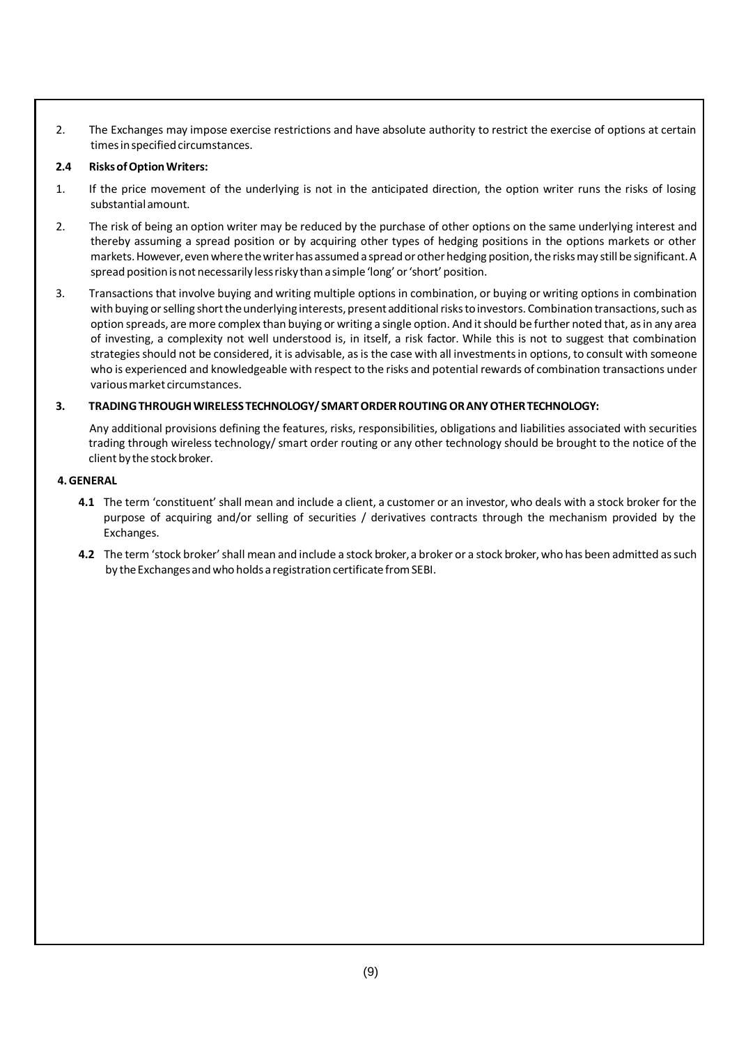2. The Exchanges may impose exercise restrictions and have absolute authority to restrict the exercise of options at certain times in specified circumstances.

### 2.4 Risks of Option Writers:

1. If the price movement of the underlying is not in the anticipated direction, the option writer runs the risks of losing substantial amount.

2. The risk of being an option writer may be reduced by the purchase of other options on the same underlying interest and thereby assuming a spread position or by acquiring other types of hedging positions in the options markets or other markets. However, even where the writer has assumed a spread or other hedging position, the risks may still be significant. A spread position is not necessarily less risky than a simple 'long' or 'short' position.

3. Transactions that involve buying and writing multiple options in combination, or buying or writing options in combination with buying or selling short the underlying interests, present additional risks to investors. Combination transactions, such as option spreads, are more complex than buying or writing a single option. And it should be further noted that, as in any area of investing, a complexity not well understood is, in itself, a risk factor. While this is not to suggest that combination strategies should not be considered, it is advisable, as is the case with all investments in options, to consult with someone who is experienced and knowledgeable with respect to the risks and potential rewards of combination transactions under various market circumstances.

## 3. TRADING THROUGH WIRELESS TECHNOLOGY/ SMART ORDER ROUTING OR ANY OTHER TECHNOLOGY:

Any additional provisions defining the features, risks, responsibilities, obligations and liabilities associated with securities trading through wireless technology/ smart order routing or any other technology should be brought to the notice of the client by the stock broker.

## 4. GENERAL

**4.1** The term 'constituent' shall mean and include a client, a customer or an investor, who deals with a stock broker for the purpose of acquiring and/or selling of securities / derivatives contracts through the mechanism provided by the Exchanges.

**4.2** The term 'stock broker' shall mean and include a stock broker, a broker or a stock broker, who has been admitted as such by the Exchanges and who holds a registration certificate from SEBI.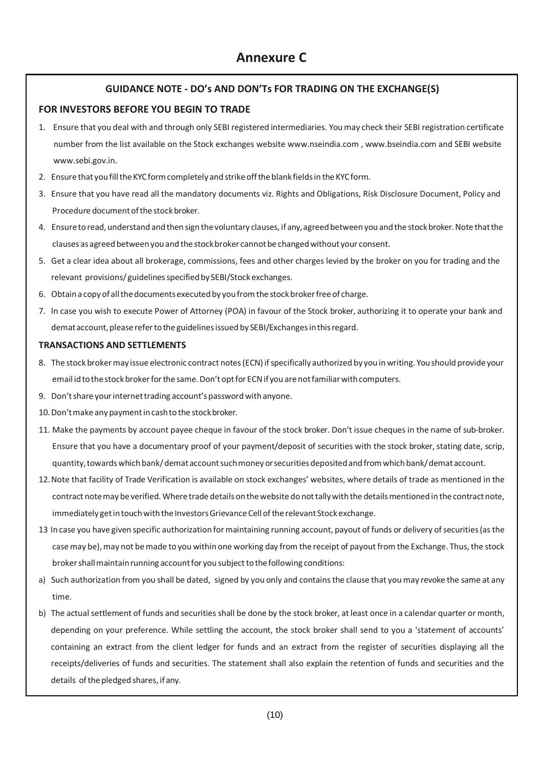# Annexure C

## GUIDANCE NOTE - DO's AND DON'Ts FOR TRADING ON THE EXCHANGE(S)

### FOR INVESTORS BEFORE YOU BEGIN TO TRADE

1. Ensure that you deal with and through only SEBI registered intermediaries. You may check their SEBI registration certificate number from the list available on the Stock exchanges website www.nseindia.com , www.bseindia.com and SEBI website www.sebi.gov.in.
2. Ensure that you fill the KYC form completely and strike off the blank fields in the KYC form.
3. Ensure that you have read all the mandatory documents viz. Rights and Obligations, Risk Disclosure Document, Policy and Procedure document of the stock broker.
4. Ensure to read, understand and then sign the voluntary clauses, if any, agreed between you and the stock broker. Note that the clauses as agreed between you and the stock broker cannot be changed without your consent.
5. Get a clear idea about all brokerage, commissions, fees and other charges levied by the broker on you for trading and the relevant provisions/ guidelines specified by SEBI/Stock exchanges.
6. Obtain a copy of all the documents executed by you from the stock broker free of charge.
7. In case you wish to execute Power of Attorney (POA) in favour of the Stock broker, authorizing it to operate your bank and demat account, please refer to the guidelines issued by SEBI/Exchanges in this regard.

### TRANSACTIONS AND SETTLEMENTS

8. The stock broker may issue electronic contract notes (ECN) if specifically authorized by you in writing. You should provide your email id to the stock broker for the same. Don't opt for ECN if you are not familiar with computers.
9. Don't share your internet trading account's password with anyone.
10. Don't make any payment in cash to the stock broker.
11. Make the payments by account payee cheque in favour of the stock broker. Don't issue cheques in the name of sub-broker. Ensure that you have a documentary proof of your payment/deposit of securities with the stock broker, stating date, scrip, quantity, towards which bank/ demat account such money or securities deposited and from which bank/ demat account.
12. Note that facility of Trade Verification is available on stock exchanges' websites, where details of trade as mentioned in the contract note may be verified. Where trade details on the website do not tally with the details mentioned in the contract note, immediately get in touch with the Investors Grievance Cell of the relevant Stock exchange.
13. In case you have given specific authorization for maintaining running account, payout of funds or delivery of securities (as the case may be), may not be made to you within one working day from the receipt of payout from the Exchange. Thus, the stock broker shall maintain running account for you subject to the following conditions:

a) Such authorization from you shall be dated, signed by you only and contains the clause that you may revoke the same at any time.

b) The actual settlement of funds and securities shall be done by the stock broker, at least once in a calendar quarter or month, depending on your preference. While settling the account, the stock broker shall send to you a 'statement of accounts' containing an extract from the client ledger for funds and an extract from the register of securities displaying all the receipts/deliveries of funds and securities. The statement shall also explain the retention of funds and securities and the details of the pledged shares, if any.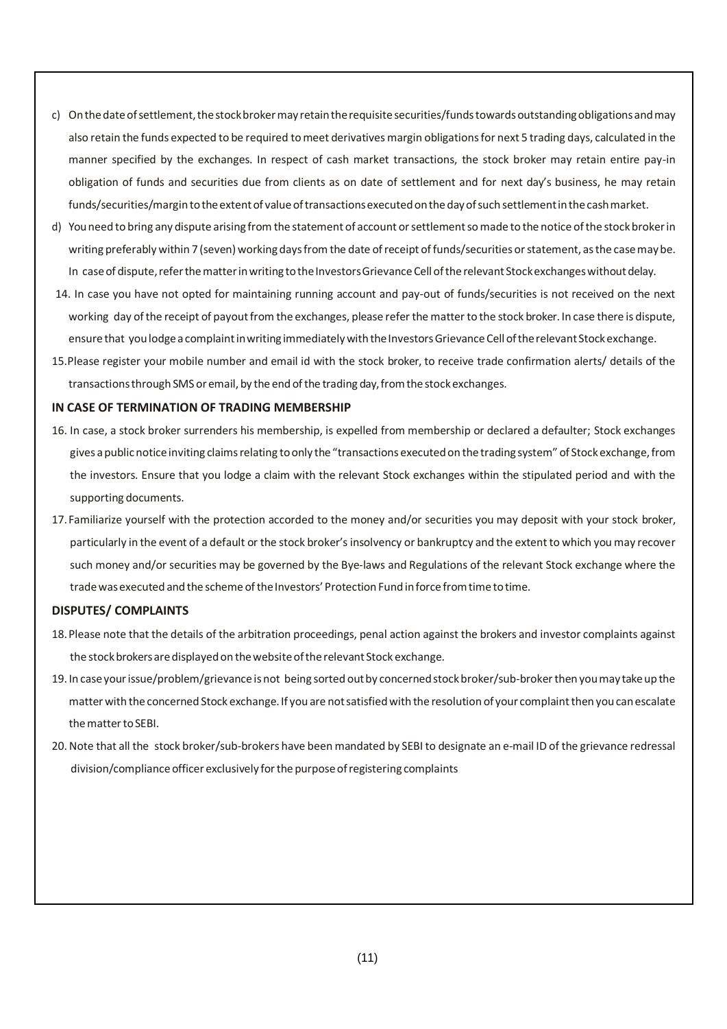c) On the date of settlement, the stock broker may retain the requisite securities/funds towards outstanding obligations and may also retain the funds expected to be required to meet derivatives margin obligations for next 5 trading days, calculated in the manner specified by the exchanges. In respect of cash market transactions, the stock broker may retain entire pay-in obligation of funds and securities due from clients as on date of settlement and for next day's business, he may retain funds/securities/margin to the extent of value of transactions executed on the day of such settlement in the cash market.

d) You need to bring any dispute arising from the statement of account or settlement so made to the notice of the stock broker in writing preferably within 7 (seven) working days from the date of receipt of funds/securities or statement, as the case may be. In case of dispute, refer the matter in writing to the Investors Grievance Cell of the relevant Stock exchanges without delay.

14. In case you have not opted for maintaining running account and pay-out of funds/securities is not received on the next working day of the receipt of payout from the exchanges, please refer the matter to the stock broker. In case there is dispute, ensure that you lodge a complaint in writing immediately with the Investors Grievance Cell of the relevant Stock exchange.

15. Please register your mobile number and email id with the stock broker, to receive trade confirmation alerts/ details of the transactions through SMS or email, by the end of the trading day, from the stock exchanges.

**IN CASE OF TERMINATION OF TRADING MEMBERSHIP**

16. In case, a stock broker surrenders his membership, is expelled from membership or declared a defaulter; Stock exchanges gives a public notice inviting claims relating to only the "transactions executed on the trading system" of Stock exchange, from the investors. Ensure that you lodge a claim with the relevant Stock exchanges within the stipulated period and with the supporting documents.

17. Familiarize yourself with the protection accorded to the money and/or securities you may deposit with your stock broker, particularly in the event of a default or the stock broker's insolvency or bankruptcy and the extent to which you may recover such money and/or securities may be governed by the Bye-laws and Regulations of the relevant Stock exchange where the trade was executed and the scheme of the Investors' Protection Fund in force from time to time.

**DISPUTES/ COMPLAINTS**

18. Please note that the details of the arbitration proceedings, penal action against the brokers and investor complaints against the stock brokers are displayed on the website of the relevant Stock exchange.

19. In case your issue/problem/grievance is not being sorted out by concerned stock broker/sub-broker then you may take up the matter with the concerned Stock exchange. If you are not satisfied with the resolution of your complaint then you can escalate the matter to SEBI.

20. Note that all the stock broker/sub-brokers have been mandated by SEBI to designate an e-mail ID of the grievance redressal division/compliance officer exclusively for the purpose of registering complaints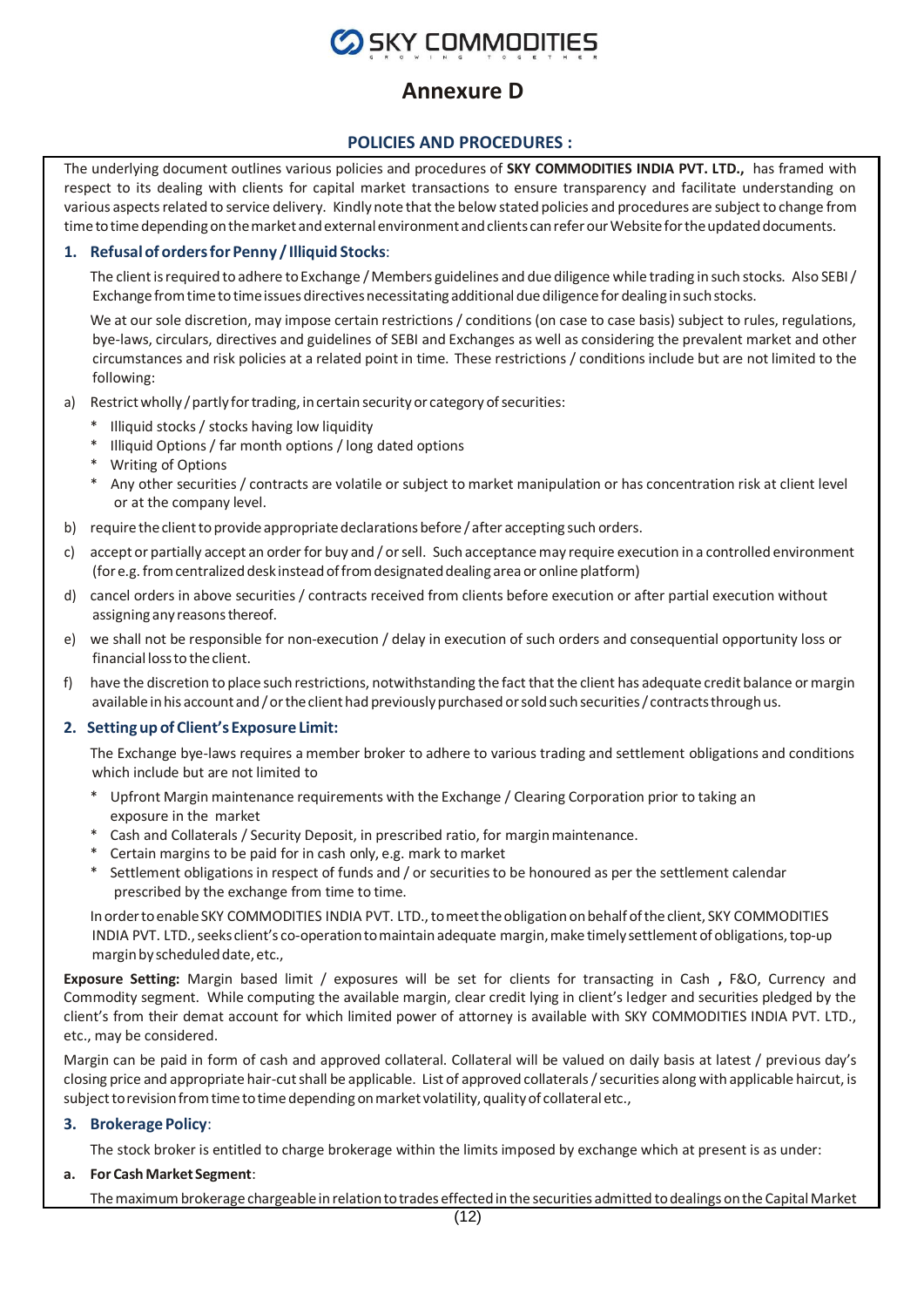# Annexure D

## POLICIES AND PROCEDURES :

The underlying document outlines various policies and procedures of **SKY COMMODITIES INDIA PVT. LTD.,** has framed with respect to its dealing with clients for capital market transactions to ensure transparency and facilitate understanding on various aspects related to service delivery. Kindly note that the below stated policies and procedures are subject to change from time to time depending on the market and external environment and clients can refer our Website for the updated documents.

### 1. Refusal of orders for Penny / Illiquid Stocks:

The client is required to adhere to Exchange / Members guidelines and due diligence while trading in such stocks. Also SEBI / Exchange from time to time issues directives necessitating additional due diligence for dealing in such stocks.

We at our sole discretion, may impose certain restrictions / conditions (on case to case basis) subject to rules, regulations, bye-laws, circulars, directives and guidelines of SEBI and Exchanges as well as considering the prevalent market and other circumstances and risk policies at a related point in time. These restrictions / conditions include but are not limited to the following:

a) Restrict wholly / partly for trading, in certain security or category of securities:
   * Illiquid stocks / stocks having low liquidity
   * Illiquid Options / far month options / long dated options
   * Writing of Options
   * Any other securities / contracts are volatile or subject to market manipulation or has concentration risk at client level or at the company level.

b) require the client to provide appropriate declarations before / after accepting such orders.

c) accept or partially accept an order for buy and / or sell. Such acceptance may require execution in a controlled environment (for e.g. from centralized desk instead of from designated dealing area or online platform)

d) cancel orders in above securities / contracts received from clients before execution or after partial execution without assigning any reasons thereof.

e) we shall not be responsible for non-execution / delay in execution of such orders and consequential opportunity loss or financial loss to the client.

f) have the discretion to place such restrictions, notwithstanding the fact that the client has adequate credit balance or margin available in his account and / or the client had previously purchased or sold such securities / contracts through us.

### 2. Setting up of Client's Exposure Limit:

The Exchange bye-laws requires a member broker to adhere to various trading and settlement obligations and conditions which include but are not limited to

* Upfront Margin maintenance requirements with the Exchange / Clearing Corporation prior to taking an exposure in the market
* Cash and Collaterals / Security Deposit, in prescribed ratio, for margin maintenance.
* Certain margins to be paid for in cash only, e.g. mark to market
* Settlement obligations in respect of funds and / or securities to be honoured as per the settlement calendar prescribed by the exchange from time to time.

In order to enable SKY COMMODITIES INDIA PVT. LTD., to meet the obligation on behalf of the client, SKY COMMODITIES INDIA PVT. LTD., seeks client's co-operation to maintain adequate margin, make timely settlement of obligations, top-up margin by scheduled date, etc.,

**Exposure Setting:** Margin based limit / exposures will be set for clients for transacting in Cash **,** F&O, Currency and Commodity segment. While computing the available margin, clear credit lying in client's ledger and securities pledged by the client's from their demat account for which limited power of attorney is available with SKY COMMODITIES INDIA PVT. LTD., etc., may be considered.

Margin can be paid in form of cash and approved collateral. Collateral will be valued on daily basis at latest / previous day's closing price and appropriate hair-cut shall be applicable. List of approved collaterals / securities along with applicable haircut, is subject to revision from time to time depending on market volatility, quality of collateral etc.,

### 3. Brokerage Policy:

The stock broker is entitled to charge brokerage within the limits imposed by exchange which at present is as under:

**a. For Cash Market Segment**:

The maximum brokerage chargeable in relation to trades effected in the securities admitted to dealings on the Capital Market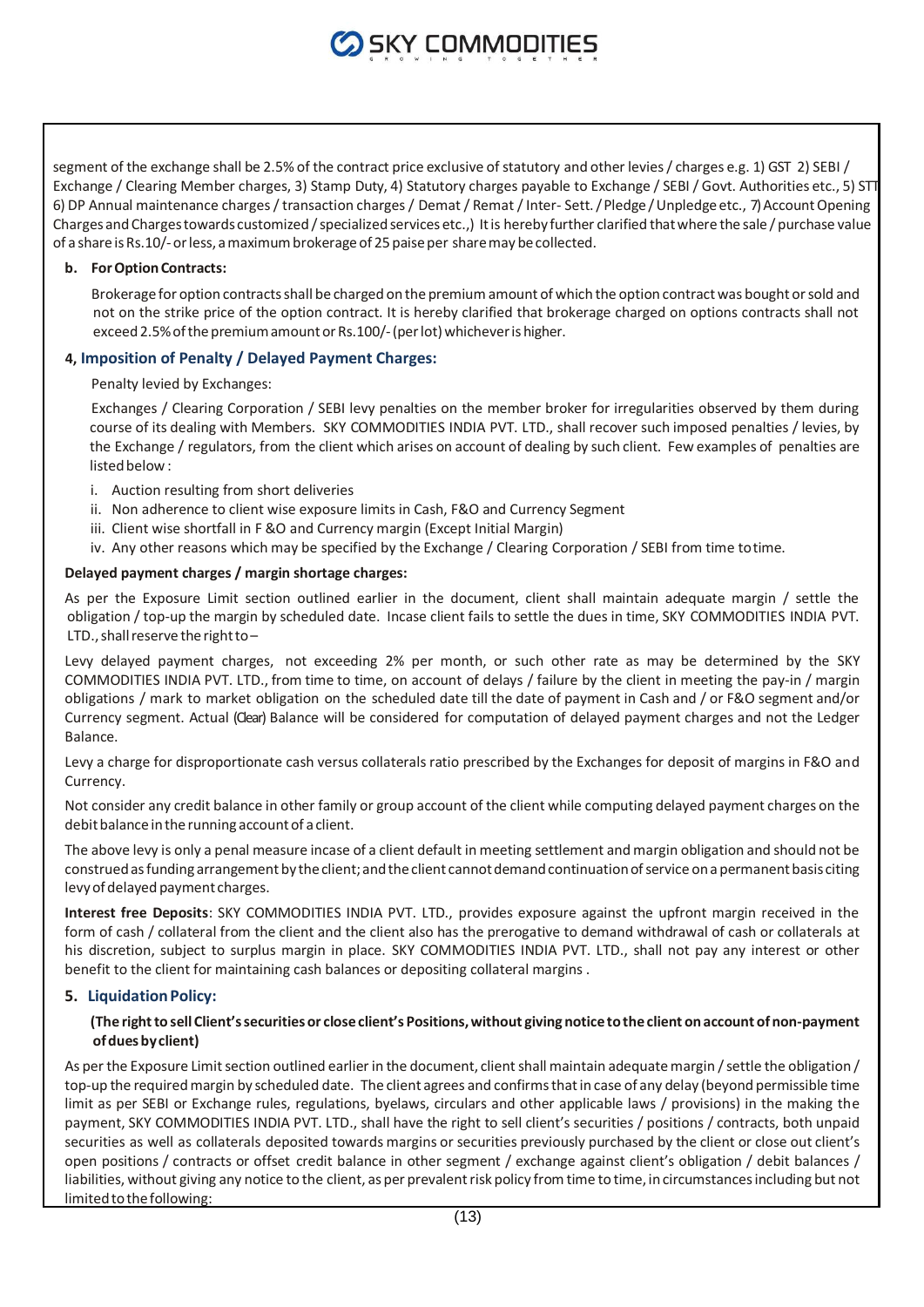segment of the exchange shall be 2.5% of the contract price exclusive of statutory and other levies / charges e.g. 1) GST 2) SEBI / Exchange / Clearing Member charges, 3) Stamp Duty, 4) Statutory charges payable to Exchange / SEBI / Govt. Authorities etc., 5) STT 6) DP Annual maintenance charges / transaction charges / Demat / Remat / Inter- Sett. / Pledge / Unpledge etc., 7) Account Opening Charges and Charges towards customized / specialized services etc.,) It is hereby further clarified that where the sale / purchase value of a share is Rs.10/- or less, a maximum brokerage of 25 paise per share may be collected.

**b. For Option Contracts:**

Brokerage for option contracts shall be charged on the premium amount of which the option contract was bought or sold and not on the strike price of the option contract. It is hereby clarified that brokerage charged on options contracts shall not exceed 2.5% of the premium amount or Rs.100/- (per lot) whichever is higher.

### 4, Imposition of Penalty / Delayed Payment Charges:

Penalty levied by Exchanges:

Exchanges / Clearing Corporation / SEBI levy penalties on the member broker for irregularities observed by them during course of its dealing with Members. SKY COMMODITIES INDIA PVT. LTD., shall recover such imposed penalties / levies, by the Exchange / regulators, from the client which arises on account of dealing by such client. Few examples of penalties are listed below :

i. Auction resulting from short deliveries
ii. Non adherence to client wise exposure limits in Cash, F&O and Currency Segment
iii. Client wise shortfall in F &O and Currency margin (Except Initial Margin)
iv. Any other reasons which may be specified by the Exchange / Clearing Corporation / SEBI from time to time.

**Delayed payment charges / margin shortage charges:**

As per the Exposure Limit section outlined earlier in the document, client shall maintain adequate margin / settle the obligation / top-up the margin by scheduled date. Incase client fails to settle the dues in time, SKY COMMODITIES INDIA PVT. LTD., shall reserve the right to –

Levy delayed payment charges, not exceeding 2% per month, or such other rate as may be determined by the SKY COMMODITIES INDIA PVT. LTD., from time to time, on account of delays / failure by the client in meeting the pay-in / margin obligations / mark to market obligation on the scheduled date till the date of payment in Cash and / or F&O segment and/or Currency segment. Actual (Clear) Balance will be considered for computation of delayed payment charges and not the Ledger Balance.

Levy a charge for disproportionate cash versus collaterals ratio prescribed by the Exchanges for deposit of margins in F&O and Currency.

Not consider any credit balance in other family or group account of the client while computing delayed payment charges on the debit balance in the running account of a client.

The above levy is only a penal measure incase of a client default in meeting settlement and margin obligation and should not be construed as funding arrangement by the client; and the client cannot demand continuation of service on a permanent basis citing levy of delayed payment charges.

**Interest free Deposits**: SKY COMMODITIES INDIA PVT. LTD., provides exposure against the upfront margin received in the form of cash / collateral from the client and the client also has the prerogative to demand withdrawal of cash or collaterals at his discretion, subject to surplus margin in place. SKY COMMODITIES INDIA PVT. LTD., shall not pay any interest or other benefit to the client for maintaining cash balances or depositing collateral margins .

### 5. Liquidation Policy:

**(The right to sell Client's securities or close client's Positions, without giving notice to the client on account of non-payment of dues by client)**

As per the Exposure Limit section outlined earlier in the document, client shall maintain adequate margin / settle the obligation / top-up the required margin by scheduled date. The client agrees and confirms that in case of any delay (beyond permissible time limit as per SEBI or Exchange rules, regulations, byelaws, circulars and other applicable laws / provisions) in the making the payment, SKY COMMODITIES INDIA PVT. LTD., shall have the right to sell client's securities / positions / contracts, both unpaid securities as well as collaterals deposited towards margins or securities previously purchased by the client or close out client's open positions / contracts or offset credit balance in other segment / exchange against client's obligation / debit balances / liabilities, without giving any notice to the client, as per prevalent risk policy from time to time, in circumstances including but not limited to the following: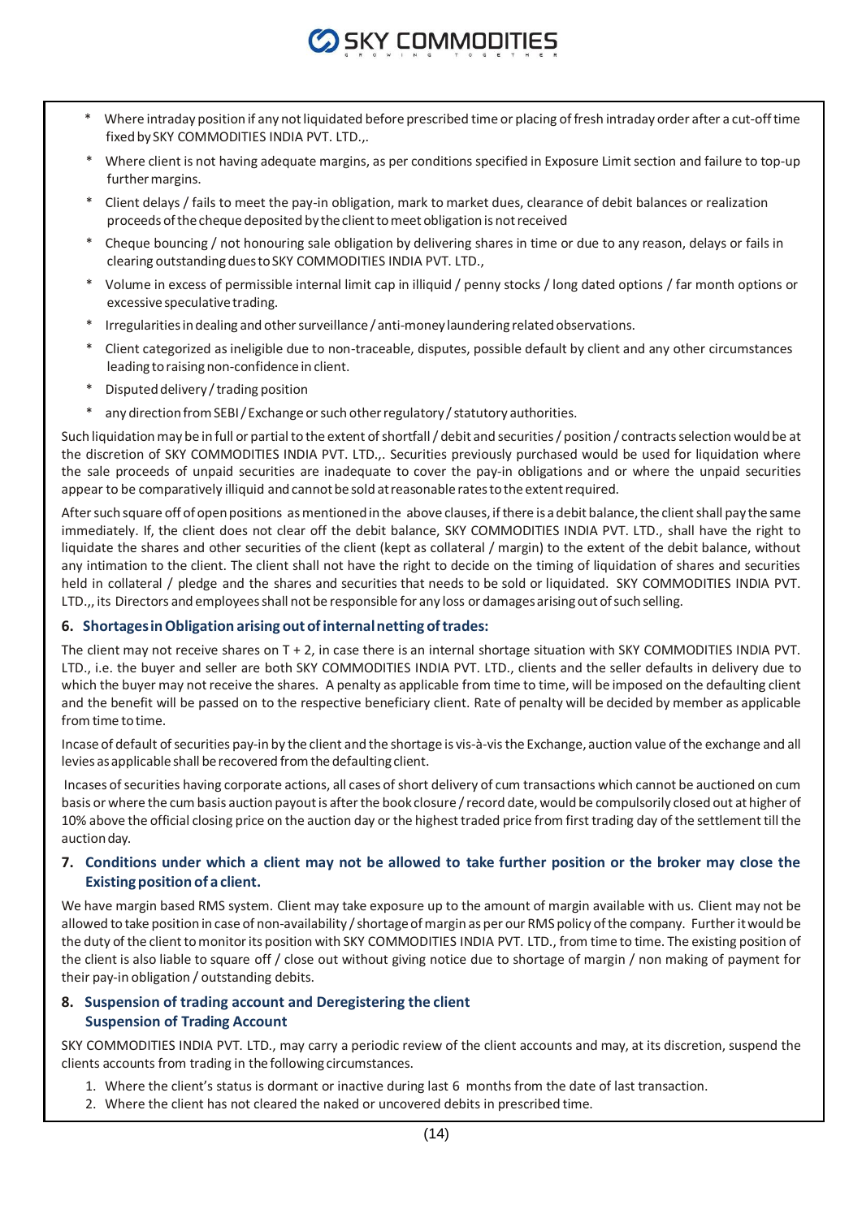* Where intraday position if any not liquidated before prescribed time or placing of fresh intraday order after a cut-off time fixed by SKY COMMODITIES INDIA PVT. LTD.,.
* Where client is not having adequate margins, as per conditions specified in Exposure Limit section and failure to top-up further margins.
* Client delays / fails to meet the pay-in obligation, mark to market dues, clearance of debit balances or realization proceeds of the cheque deposited by the client to meet obligation is not received
* Cheque bouncing / not honouring sale obligation by delivering shares in time or due to any reason, delays or fails in clearing outstanding dues to SKY COMMODITIES INDIA PVT. LTD.,
* Volume in excess of permissible internal limit cap in illiquid / penny stocks / long dated options / far month options or excessive speculative trading.
* Irregularities in dealing and other surveillance / anti-money laundering related observations.
* Client categorized as ineligible due to non-traceable, disputes, possible default by client and any other circumstances leading to raising non-confidence in client.
* Disputed delivery / trading position
* any direction from SEBI / Exchange or such other regulatory / statutory authorities.

Such liquidation may be in full or partial to the extent of shortfall / debit and securities / position / contracts selection would be at the discretion of SKY COMMODITIES INDIA PVT. LTD.,. Securities previously purchased would be used for liquidation where the sale proceeds of unpaid securities are inadequate to cover the pay-in obligations and or where the unpaid securities appear to be comparatively illiquid and cannot be sold at reasonable rates to the extent required.

After such square off of open positions as mentioned in the above clauses, if there is a debit balance, the client shall pay the same immediately. If, the client does not clear off the debit balance, SKY COMMODITIES INDIA PVT. LTD., shall have the right to liquidate the shares and other securities of the client (kept as collateral / margin) to the extent of the debit balance, without any intimation to the client. The client shall not have the right to decide on the timing of liquidation of shares and securities held in collateral / pledge and the shares and securities that needs to be sold or liquidated. SKY COMMODITIES INDIA PVT. LTD.,, its Directors and employees shall not be responsible for any loss or damages arising out of such selling.

## 6. Shortages in Obligation arising out of internal netting of trades:

The client may not receive shares on T + 2, in case there is an internal shortage situation with SKY COMMODITIES INDIA PVT. LTD., i.e. the buyer and seller are both SKY COMMODITIES INDIA PVT. LTD., clients and the seller defaults in delivery due to which the buyer may not receive the shares. A penalty as applicable from time to time, will be imposed on the defaulting client and the benefit will be passed on to the respective beneficiary client. Rate of penalty will be decided by member as applicable from time to time.

Incase of default of securities pay-in by the client and the shortage is vis-à-vis the Exchange, auction value of the exchange and all levies as applicable shall be recovered from the defaulting client.

Incases of securities having corporate actions, all cases of short delivery of cum transactions which cannot be auctioned on cum basis or where the cum basis auction payout is after the book closure / record date, would be compulsorily closed out at higher of 10% above the official closing price on the auction day or the highest traded price from first trading day of the settlement till the auction day.

## 7. Conditions under which a client may not be allowed to take further position or the broker may close the Existing position of a client.

We have margin based RMS system. Client may take exposure up to the amount of margin available with us. Client may not be allowed to take position in case of non-availability / shortage of margin as per our RMS policy of the company. Further it would be the duty of the client to monitor its position with SKY COMMODITIES INDIA PVT. LTD., from time to time. The existing position of the client is also liable to square off / close out without giving notice due to shortage of margin / non making of payment for their pay-in obligation / outstanding debits.

## 8. Suspension of trading account and Deregistering the client

### Suspension of Trading Account

SKY COMMODITIES INDIA PVT. LTD., may carry a periodic review of the client accounts and may, at its discretion, suspend the clients accounts from trading in the following circumstances.

1. Where the client's status is dormant or inactive during last 6 months from the date of last transaction.
2. Where the client has not cleared the naked or uncovered debits in prescribed time.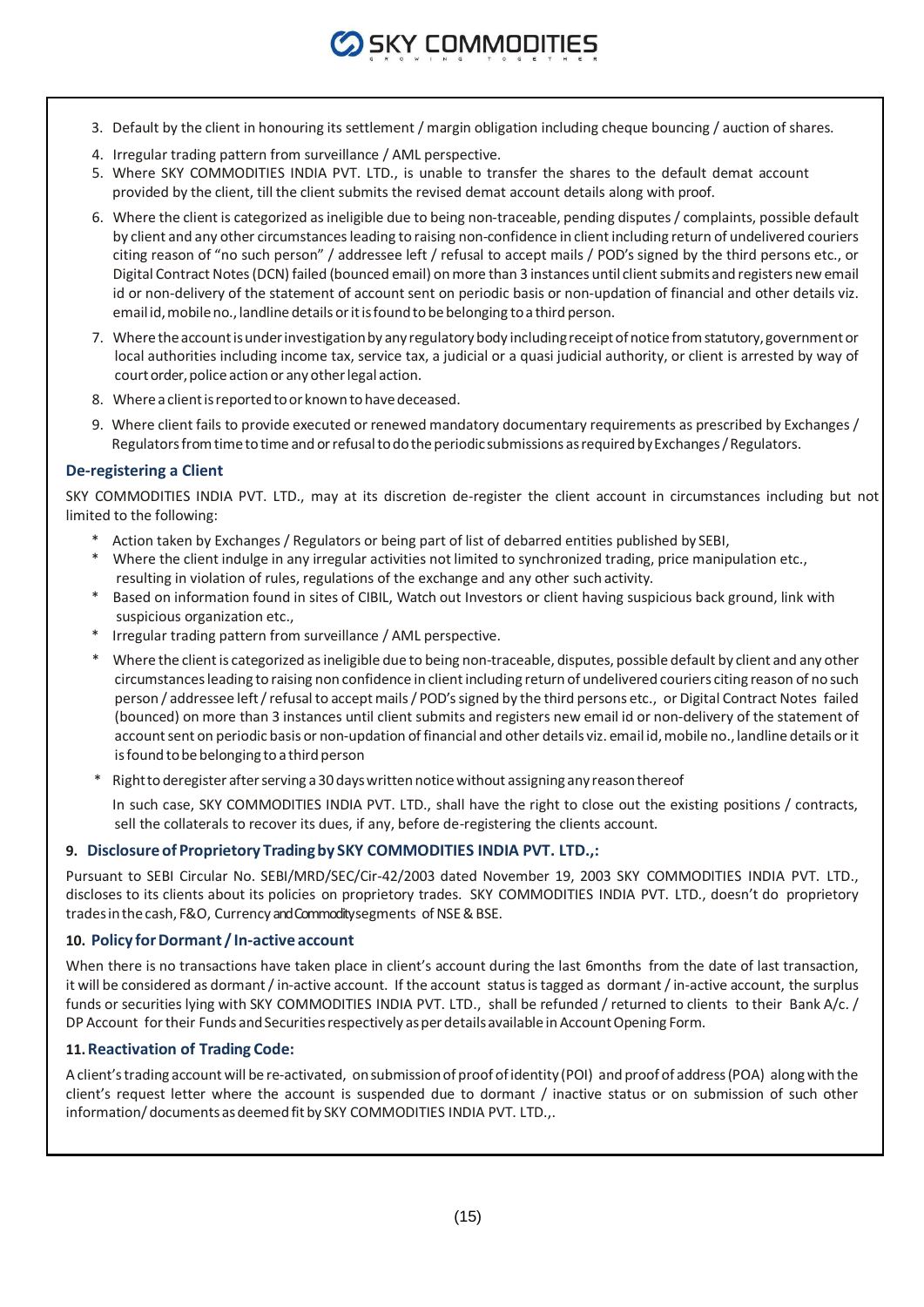3. Default by the client in honouring its settlement / margin obligation including cheque bouncing / auction of shares.
4. Irregular trading pattern from surveillance / AML perspective.
5. Where SKY COMMODITIES INDIA PVT. LTD., is unable to transfer the shares to the default demat account provided by the client, till the client submits the revised demat account details along with proof.
6. Where the client is categorized as ineligible due to being non-traceable, pending disputes / complaints, possible default by client and any other circumstances leading to raising non-confidence in client including return of undelivered couriers citing reason of "no such person" / addressee left / refusal to accept mails / POD's signed by the third persons etc., or Digital Contract Notes (DCN) failed (bounced email) on more than 3 instances until client submits and registers new email id or non-delivery of the statement of account sent on periodic basis or non-updation of financial and other details viz. email id, mobile no., landline details or it is found to be belonging to a third person.
7. Where the account is under investigation by any regulatory body including receipt of notice from statutory, government or local authorities including income tax, service tax, a judicial or a quasi judicial authority, or client is arrested by way of court order, police action or any other legal action.
8. Where a client is reported to or known to have deceased.
9. Where client fails to provide executed or renewed mandatory documentary requirements as prescribed by Exchanges / Regulators from time to time and or refusal to do the periodic submissions as required by Exchanges / Regulators.

### De-registering a Client

SKY COMMODITIES INDIA PVT. LTD., may at its discretion de-register the client account in circumstances including but not limited to the following:

* Action taken by Exchanges / Regulators or being part of list of debarred entities published by SEBI,
* Where the client indulge in any irregular activities not limited to synchronized trading, price manipulation etc., resulting in violation of rules, regulations of the exchange and any other such activity.
* Based on information found in sites of CIBIL, Watch out Investors or client having suspicious back ground, link with suspicious organization etc.,
* Irregular trading pattern from surveillance / AML perspective.
* Where the client is categorized as ineligible due to being non-traceable, disputes, possible default by client and any other circumstances leading to raising non confidence in client including return of undelivered couriers citing reason of no such person / addressee left / refusal to accept mails / POD's signed by the third persons etc., or Digital Contract Notes failed (bounced) on more than 3 instances until client submits and registers new email id or non-delivery of the statement of account sent on periodic basis or non-updation of financial and other details viz. email id, mobile no., landline details or it is found to be belonging to a third person
* Right to deregister after serving a 30 days written notice without assigning any reason thereof

  In such case, SKY COMMODITIES INDIA PVT. LTD., shall have the right to close out the existing positions / contracts, sell the collaterals to recover its dues, if any, before de-registering the clients account.

### 9. Disclosure of Proprietory Trading by SKY COMMODITIES INDIA PVT. LTD.,:

Pursuant to SEBI Circular No. SEBI/MRD/SEC/Cir-42/2003 dated November 19, 2003 SKY COMMODITIES INDIA PVT. LTD., discloses to its clients about its policies on proprietory trades. SKY COMMODITIES INDIA PVT. LTD., doesn't do proprietory trades in the cash, F&O, Currency and Commodity segments of NSE & BSE.

### 10. Policy for Dormant / In-active account

When there is no transactions have taken place in client's account during the last 6months from the date of last transaction, it will be considered as dormant / in-active account. If the account status is tagged as dormant / in-active account, the surplus funds or securities lying with SKY COMMODITIES INDIA PVT. LTD., shall be refunded / returned to clients to their Bank A/c. / DP Account for their Funds and Securities respectively as per details available in Account Opening Form.

### 11. Reactivation of Trading Code:

A client's trading account will be re-activated, on submission of proof of identity (POI) and proof of address (POA) along with the client's request letter where the account is suspended due to dormant / inactive status or on submission of such other information/ documents as deemed fit by SKY COMMODITIES INDIA PVT. LTD.,.